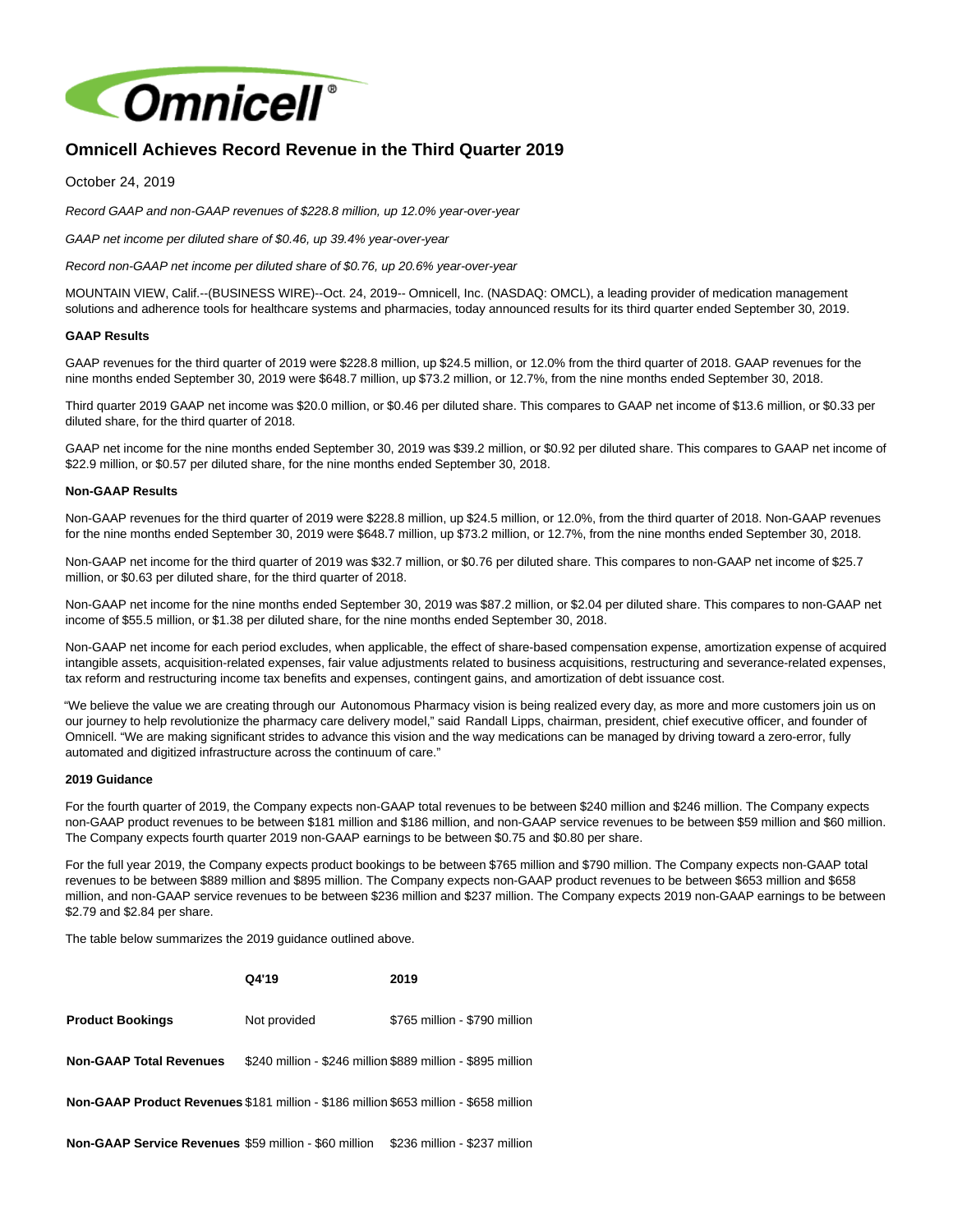# Omnicell Achieves Record Revenue in the Third Quarter 2019

October 24, 2019

*Record GAAP and non-GAAP revenues of $228.8 million, up 12.0% year-over-year*

*GAAP net income per diluted share of $0.46, up 39.4% year-over-year*

*Record non-GAAP net income per diluted share of $0.76, up 20.6% year-over-year*

MOUNTAIN VIEW, Calif.--(BUSINESS WIRE)--Oct. 24, 2019-- Omnicell, Inc. (NASDAQ: OMCL), a leading provider of medication management solutions and adherence tools for healthcare systems and pharmacies, today announced results for its third quarter ended September 30, 2019.

**GAAP Results**

GAAP revenues for the third quarter of 2019 were $228.8 million, up $24.5 million, or 12.0% from the third quarter of 2018. GAAP revenues for the nine months ended September 30, 2019 were $648.7 million, up $73.2 million, or 12.7%, from the nine months ended September 30, 2018.

Third quarter 2019 GAAP net income was $20.0 million, or $0.46 per diluted share. This compares to GAAP net income of $13.6 million, or $0.33 per diluted share, for the third quarter of 2018.

GAAP net income for the nine months ended September 30, 2019 was $39.2 million, or $0.92 per diluted share. This compares to GAAP net income of $22.9 million, or $0.57 per diluted share, for the nine months ended September 30, 2018.

**Non-GAAP Results**

Non-GAAP revenues for the third quarter of 2019 were $228.8 million, up $24.5 million, or 12.0%, from the third quarter of 2018. Non-GAAP revenues for the nine months ended September 30, 2019 were $648.7 million, up $73.2 million, or 12.7%, from the nine months ended September 30, 2018.

Non-GAAP net income for the third quarter of 2019 was $32.7 million, or $0.76 per diluted share. This compares to non-GAAP net income of $25.7 million, or $0.63 per diluted share, for the third quarter of 2018.

Non-GAAP net income for the nine months ended September 30, 2019 was $87.2 million, or $2.04 per diluted share. This compares to non-GAAP net income of $55.5 million, or $1.38 per diluted share, for the nine months ended September 30, 2018.

Non-GAAP net income for each period excludes, when applicable, the effect of share-based compensation expense, amortization expense of acquired intangible assets, acquisition-related expenses, fair value adjustments related to business acquisitions, restructuring and severance-related expenses, tax reform and restructuring income tax benefits and expenses, contingent gains, and amortization of debt issuance cost.

"We believe the value we are creating through our Autonomous Pharmacy vision is being realized every day, as more and more customers join us on our journey to help revolutionize the pharmacy care delivery model," said Randall Lipps, chairman, president, chief executive officer, and founder of Omnicell. "We are making significant strides to advance this vision and the way medications can be managed by driving toward a zero-error, fully automated and digitized infrastructure across the continuum of care."

**2019 Guidance**

For the fourth quarter of 2019, the Company expects non-GAAP total revenues to be between $240 million and $246 million. The Company expects non-GAAP product revenues to be between $181 million and $186 million, and non-GAAP service revenues to be between $59 million and $60 million. The Company expects fourth quarter 2019 non-GAAP earnings to be between $0.75 and $0.80 per share.

For the full year 2019, the Company expects product bookings to be between $765 million and $790 million. The Company expects non-GAAP total revenues to be between $889 million and $895 million. The Company expects non-GAAP product revenues to be between $653 million and $658 million, and non-GAAP service revenues to be between $236 million and $237 million. The Company expects 2019 non-GAAP earnings to be between $2.79 and $2.84 per share.

The table below summarizes the 2019 guidance outlined above.

| | Q4'19 | 2019 |
|---|---|---|
| **Product Bookings** | Not provided | $765 million - $790 million |
| **Non-GAAP Total Revenues** | $240 million - $246 million | $889 million - $895 million |
| **Non-GAAP Product Revenues** | $181 million - $186 million | $653 million - $658 million |
| **Non-GAAP Service Revenues** | $59 million - $60 million | $236 million - $237 million |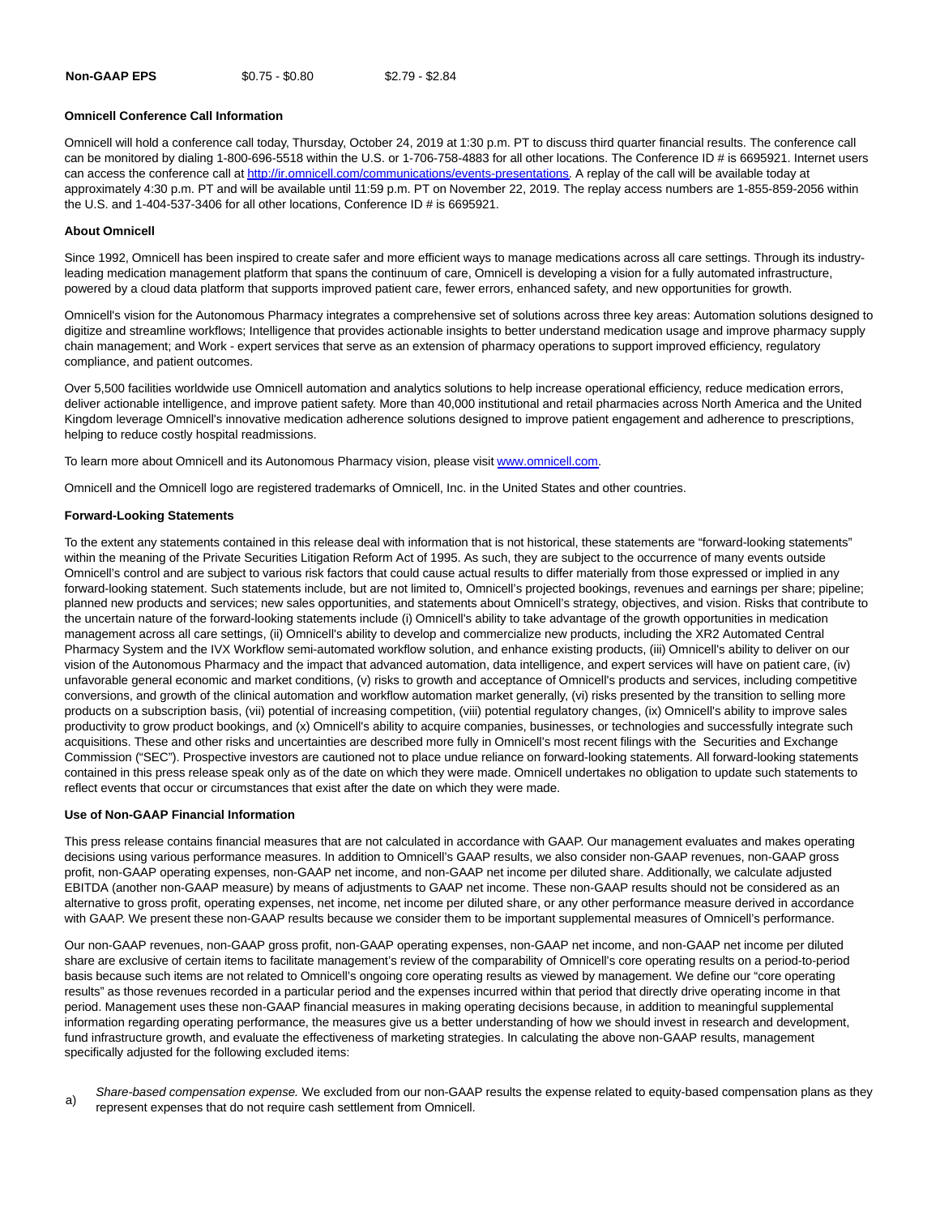| **Non-GAAP EPS** | $0.75 - $0.80 | $2.79 - $2.84 |
|---|---|---|

**Omnicell Conference Call Information**

Omnicell will hold a conference call today, Thursday, October 24, 2019 at 1:30 p.m. PT to discuss third quarter financial results. The conference call can be monitored by dialing 1-800-696-5518 within the U.S. or 1-706-758-4883 for all other locations. The Conference ID # is 6695921. Internet users can access the conference call at [http://ir.omnicell.com/communications/events-presentations](http://ir.omnicell.com/communications/events-presentations). A replay of the call will be available today at approximately 4:30 p.m. PT and will be available until 11:59 p.m. PT on November 22, 2019. The replay access numbers are 1-855-859-2056 within the U.S. and 1-404-537-3406 for all other locations, Conference ID # is 6695921.

**About Omnicell**

Since 1992, Omnicell has been inspired to create safer and more efficient ways to manage medications across all care settings. Through its industry-leading medication management platform that spans the continuum of care, Omnicell is developing a vision for a fully automated infrastructure, powered by a cloud data platform that supports improved patient care, fewer errors, enhanced safety, and new opportunities for growth.

Omnicell's vision for the Autonomous Pharmacy integrates a comprehensive set of solutions across three key areas: Automation solutions designed to digitize and streamline workflows; Intelligence that provides actionable insights to better understand medication usage and improve pharmacy supply chain management; and Work - expert services that serve as an extension of pharmacy operations to support improved efficiency, regulatory compliance, and patient outcomes.

Over 5,500 facilities worldwide use Omnicell automation and analytics solutions to help increase operational efficiency, reduce medication errors, deliver actionable intelligence, and improve patient safety. More than 40,000 institutional and retail pharmacies across North America and the United Kingdom leverage Omnicell's innovative medication adherence solutions designed to improve patient engagement and adherence to prescriptions, helping to reduce costly hospital readmissions.

To learn more about Omnicell and its Autonomous Pharmacy vision, please visit [www.omnicell.com](http://www.omnicell.com).

Omnicell and the Omnicell logo are registered trademarks of Omnicell, Inc. in the United States and other countries.

**Forward-Looking Statements**

To the extent any statements contained in this release deal with information that is not historical, these statements are "forward-looking statements" within the meaning of the Private Securities Litigation Reform Act of 1995. As such, they are subject to the occurrence of many events outside Omnicell's control and are subject to various risk factors that could cause actual results to differ materially from those expressed or implied in any forward-looking statement. Such statements include, but are not limited to, Omnicell's projected bookings, revenues and earnings per share; pipeline; planned new products and services; new sales opportunities, and statements about Omnicell's strategy, objectives, and vision. Risks that contribute to the uncertain nature of the forward-looking statements include (i) Omnicell's ability to take advantage of the growth opportunities in medication management across all care settings, (ii) Omnicell's ability to develop and commercialize new products, including the XR2 Automated Central Pharmacy System and the IVX Workflow semi-automated workflow solution, and enhance existing products, (iii) Omnicell's ability to deliver on our vision of the Autonomous Pharmacy and the impact that advanced automation, data intelligence, and expert services will have on patient care, (iv) unfavorable general economic and market conditions, (v) risks to growth and acceptance of Omnicell's products and services, including competitive conversions, and growth of the clinical automation and workflow automation market generally, (vi) risks presented by the transition to selling more products on a subscription basis, (vii) potential of increasing competition, (viii) potential regulatory changes, (ix) Omnicell's ability to improve sales productivity to grow product bookings, and (x) Omnicell's ability to acquire companies, businesses, or technologies and successfully integrate such acquisitions. These and other risks and uncertainties are described more fully in Omnicell's most recent filings with the Securities and Exchange Commission ("SEC"). Prospective investors are cautioned not to place undue reliance on forward-looking statements. All forward-looking statements contained in this press release speak only as of the date on which they were made. Omnicell undertakes no obligation to update such statements to reflect events that occur or circumstances that exist after the date on which they were made.

**Use of Non-GAAP Financial Information**

This press release contains financial measures that are not calculated in accordance with GAAP. Our management evaluates and makes operating decisions using various performance measures. In addition to Omnicell's GAAP results, we also consider non-GAAP revenues, non-GAAP gross profit, non-GAAP operating expenses, non-GAAP net income, and non-GAAP net income per diluted share. Additionally, we calculate adjusted EBITDA (another non-GAAP measure) by means of adjustments to GAAP net income. These non-GAAP results should not be considered as an alternative to gross profit, operating expenses, net income, net income per diluted share, or any other performance measure derived in accordance with GAAP. We present these non-GAAP results because we consider them to be important supplemental measures of Omnicell's performance.

Our non-GAAP revenues, non-GAAP gross profit, non-GAAP operating expenses, non-GAAP net income, and non-GAAP net income per diluted share are exclusive of certain items to facilitate management's review of the comparability of Omnicell's core operating results on a period-to-period basis because such items are not related to Omnicell's ongoing core operating results as viewed by management. We define our "core operating results" as those revenues recorded in a particular period and the expenses incurred within that period that directly drive operating income in that period. Management uses these non-GAAP financial measures in making operating decisions because, in addition to meaningful supplemental information regarding operating performance, the measures give us a better understanding of how we should invest in research and development, fund infrastructure growth, and evaluate the effectiveness of marketing strategies. In calculating the above non-GAAP results, management specifically adjusted for the following excluded items:

a) *Share-based compensation expense.* We excluded from our non-GAAP results the expense related to equity-based compensation plans as they represent expenses that do not require cash settlement from Omnicell.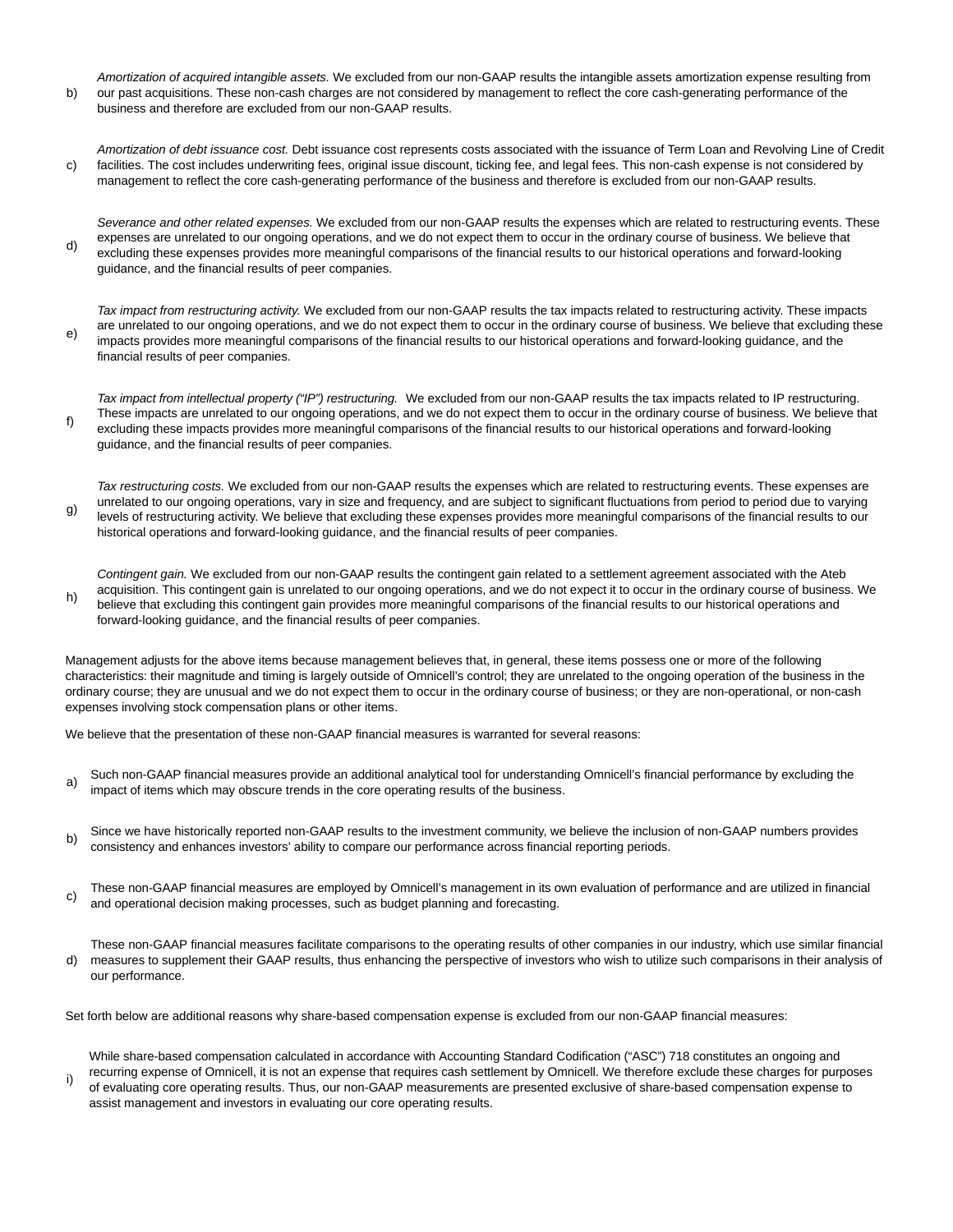b) *Amortization of acquired intangible assets.* We excluded from our non-GAAP results the intangible assets amortization expense resulting from our past acquisitions. These non-cash charges are not considered by management to reflect the core cash-generating performance of the business and therefore are excluded from our non-GAAP results.

c) *Amortization of debt issuance cost.* Debt issuance cost represents costs associated with the issuance of Term Loan and Revolving Line of Credit facilities. The cost includes underwriting fees, original issue discount, ticking fee, and legal fees. This non-cash expense is not considered by management to reflect the core cash-generating performance of the business and therefore is excluded from our non-GAAP results.

d) *Severance and other related expenses.* We excluded from our non-GAAP results the expenses which are related to restructuring events. These expenses are unrelated to our ongoing operations, and we do not expect them to occur in the ordinary course of business. We believe that excluding these expenses provides more meaningful comparisons of the financial results to our historical operations and forward-looking guidance, and the financial results of peer companies.

e) *Tax impact from restructuring activity.* We excluded from our non-GAAP results the tax impacts related to restructuring activity. These impacts are unrelated to our ongoing operations, and we do not expect them to occur in the ordinary course of business. We believe that excluding these impacts provides more meaningful comparisons of the financial results to our historical operations and forward-looking guidance, and the financial results of peer companies.

f) *Tax impact from intellectual property ("IP") restructuring.* We excluded from our non-GAAP results the tax impacts related to IP restructuring. These impacts are unrelated to our ongoing operations, and we do not expect them to occur in the ordinary course of business. We believe that excluding these impacts provides more meaningful comparisons of the financial results to our historical operations and forward-looking guidance, and the financial results of peer companies.

g) *Tax restructuring costs.* We excluded from our non-GAAP results the expenses which are related to restructuring events. These expenses are unrelated to our ongoing operations, vary in size and frequency, and are subject to significant fluctuations from period to period due to varying levels of restructuring activity. We believe that excluding these expenses provides more meaningful comparisons of the financial results to our historical operations and forward-looking guidance, and the financial results of peer companies.

h) *Contingent gain.* We excluded from our non-GAAP results the contingent gain related to a settlement agreement associated with the Ateb acquisition. This contingent gain is unrelated to our ongoing operations, and we do not expect it to occur in the ordinary course of business. We believe that excluding this contingent gain provides more meaningful comparisons of the financial results to our historical operations and forward-looking guidance, and the financial results of peer companies.

Management adjusts for the above items because management believes that, in general, these items possess one or more of the following characteristics: their magnitude and timing is largely outside of Omnicell's control; they are unrelated to the ongoing operation of the business in the ordinary course; they are unusual and we do not expect them to occur in the ordinary course of business; or they are non-operational, or non-cash expenses involving stock compensation plans or other items.

We believe that the presentation of these non-GAAP financial measures is warranted for several reasons:

a) Such non-GAAP financial measures provide an additional analytical tool for understanding Omnicell's financial performance by excluding the impact of items which may obscure trends in the core operating results of the business.

b) Since we have historically reported non-GAAP results to the investment community, we believe the inclusion of non-GAAP numbers provides consistency and enhances investors' ability to compare our performance across financial reporting periods.

c) These non-GAAP financial measures are employed by Omnicell's management in its own evaluation of performance and are utilized in financial and operational decision making processes, such as budget planning and forecasting.

d) These non-GAAP financial measures facilitate comparisons to the operating results of other companies in our industry, which use similar financial measures to supplement their GAAP results, thus enhancing the perspective of investors who wish to utilize such comparisons in their analysis of our performance.

Set forth below are additional reasons why share-based compensation expense is excluded from our non-GAAP financial measures:

i) While share-based compensation calculated in accordance with Accounting Standard Codification ("ASC") 718 constitutes an ongoing and recurring expense of Omnicell, it is not an expense that requires cash settlement by Omnicell. We therefore exclude these charges for purposes of evaluating core operating results. Thus, our non-GAAP measurements are presented exclusive of share-based compensation expense to assist management and investors in evaluating our core operating results.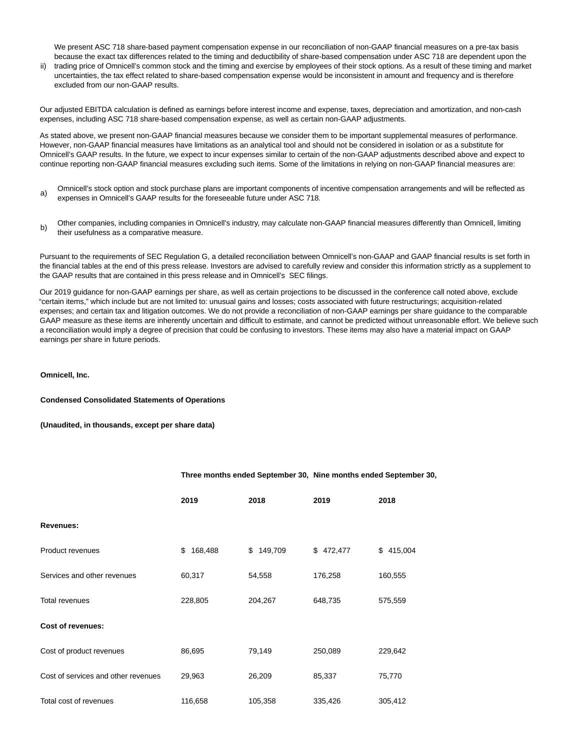ii) We present ASC 718 share-based payment compensation expense in our reconciliation of non-GAAP financial measures on a pre-tax basis because the exact tax differences related to the timing and deductibility of share-based compensation under ASC 718 are dependent upon the trading price of Omnicell's common stock and the timing and exercise by employees of their stock options. As a result of these timing and market uncertainties, the tax effect related to share-based compensation expense would be inconsistent in amount and frequency and is therefore excluded from our non-GAAP results.

Our adjusted EBITDA calculation is defined as earnings before interest income and expense, taxes, depreciation and amortization, and non-cash expenses, including ASC 718 share-based compensation expense, as well as certain non-GAAP adjustments.

As stated above, we present non-GAAP financial measures because we consider them to be important supplemental measures of performance. However, non-GAAP financial measures have limitations as an analytical tool and should not be considered in isolation or as a substitute for Omnicell's GAAP results. In the future, we expect to incur expenses similar to certain of the non-GAAP adjustments described above and expect to continue reporting non-GAAP financial measures excluding such items. Some of the limitations in relying on non-GAAP financial measures are:

a) Omnicell's stock option and stock purchase plans are important components of incentive compensation arrangements and will be reflected as expenses in Omnicell's GAAP results for the foreseeable future under ASC 718.

b) Other companies, including companies in Omnicell's industry, may calculate non-GAAP financial measures differently than Omnicell, limiting their usefulness as a comparative measure.

Pursuant to the requirements of SEC Regulation G, a detailed reconciliation between Omnicell's non-GAAP and GAAP financial results is set forth in the financial tables at the end of this press release. Investors are advised to carefully review and consider this information strictly as a supplement to the GAAP results that are contained in this press release and in Omnicell's SEC filings.

Our 2019 guidance for non-GAAP earnings per share, as well as certain projections to be discussed in the conference call noted above, exclude "certain items," which include but are not limited to: unusual gains and losses; costs associated with future restructurings; acquisition-related expenses; and certain tax and litigation outcomes. We do not provide a reconciliation of non-GAAP earnings per share guidance to the comparable GAAP measure as these items are inherently uncertain and difficult to estimate, and cannot be predicted without unreasonable effort. We believe such a reconciliation would imply a degree of precision that could be confusing to investors. These items may also have a material impact on GAAP earnings per share in future periods.

**Omnicell, Inc.**

**Condensed Consolidated Statements of Operations**

**(Unaudited, in thousands, except per share data)**

| | **Three months ended September 30,** | | **Nine months ended September 30,** | |
|---|---|---|---|---|
| | **2019** | **2018** | **2019** | **2018** |
| **Revenues:** | | | | |
| Product revenues | $ 168,488 | $ 149,709 | $ 472,477 | $ 415,004 |
| Services and other revenues | 60,317 | 54,558 | 176,258 | 160,555 |
| Total revenues | 228,805 | 204,267 | 648,735 | 575,559 |
| **Cost of revenues:** | | | | |
| Cost of product revenues | 86,695 | 79,149 | 250,089 | 229,642 |
| Cost of services and other revenues | 29,963 | 26,209 | 85,337 | 75,770 |
| Total cost of revenues | 116,658 | 105,358 | 335,426 | 305,412 |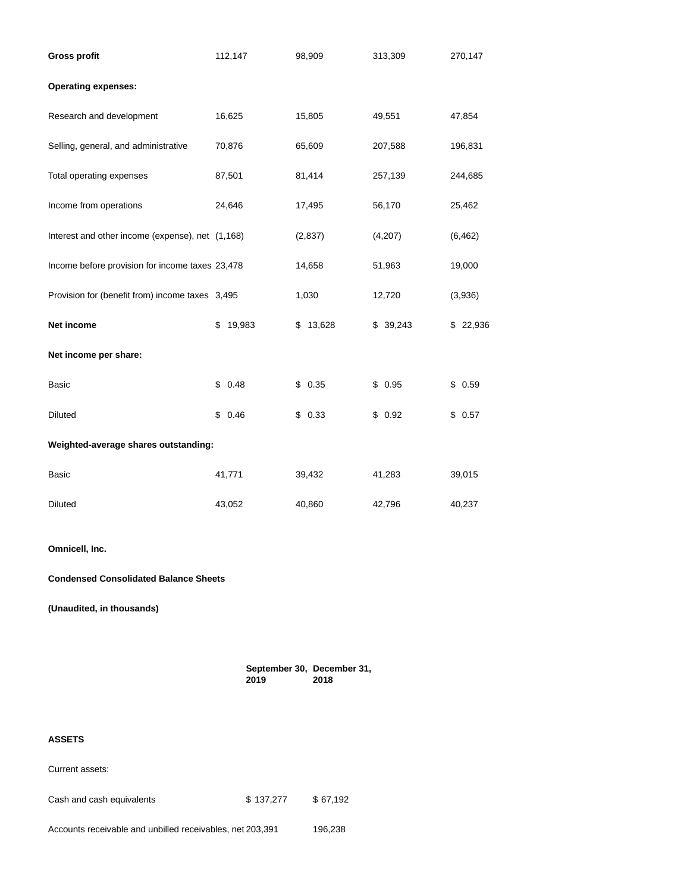| | | | | |
|---|---|---|---|---|
| **Gross profit** | 112,147 | 98,909 | 313,309 | 270,147 |
| **Operating expenses:** | | | | |
| Research and development | 16,625 | 15,805 | 49,551 | 47,854 |
| Selling, general, and administrative | 70,876 | 65,609 | 207,588 | 196,831 |
| Total operating expenses | 87,501 | 81,414 | 257,139 | 244,685 |
| Income from operations | 24,646 | 17,495 | 56,170 | 25,462 |
| Interest and other income (expense), net | (1,168) | (2,837) | (4,207) | (6,462) |
| Income before provision for income taxes | 23,478 | 14,658 | 51,963 | 19,000 |
| Provision for (benefit from) income taxes | 3,495 | 1,030 | 12,720 | (3,936) |
| **Net income** | $ 19,983 | $ 13,628 | $ 39,243 | $ 22,936 |
| **Net income per share:** | | | | |
| Basic | $ 0.48 | $ 0.35 | $ 0.95 | $ 0.59 |
| Diluted | $ 0.46 | $ 0.33 | $ 0.92 | $ 0.57 |
| **Weighted-average shares outstanding:** | | | | |
| Basic | 41,771 | 39,432 | 41,283 | 39,015 |
| Diluted | 43,052 | 40,860 | 42,796 | 40,237 |

**Omnicell, Inc.**

**Condensed Consolidated Balance Sheets**

**(Unaudited, in thousands)**

| | **September 30, 2019** | **December 31, 2018** |
|---|---|---|
| **ASSETS** | | |
| Current assets: | | |
| Cash and cash equivalents | $ 137,277 | $ 67,192 |
| Accounts receivable and unbilled receivables, net | 203,391 | 196,238 |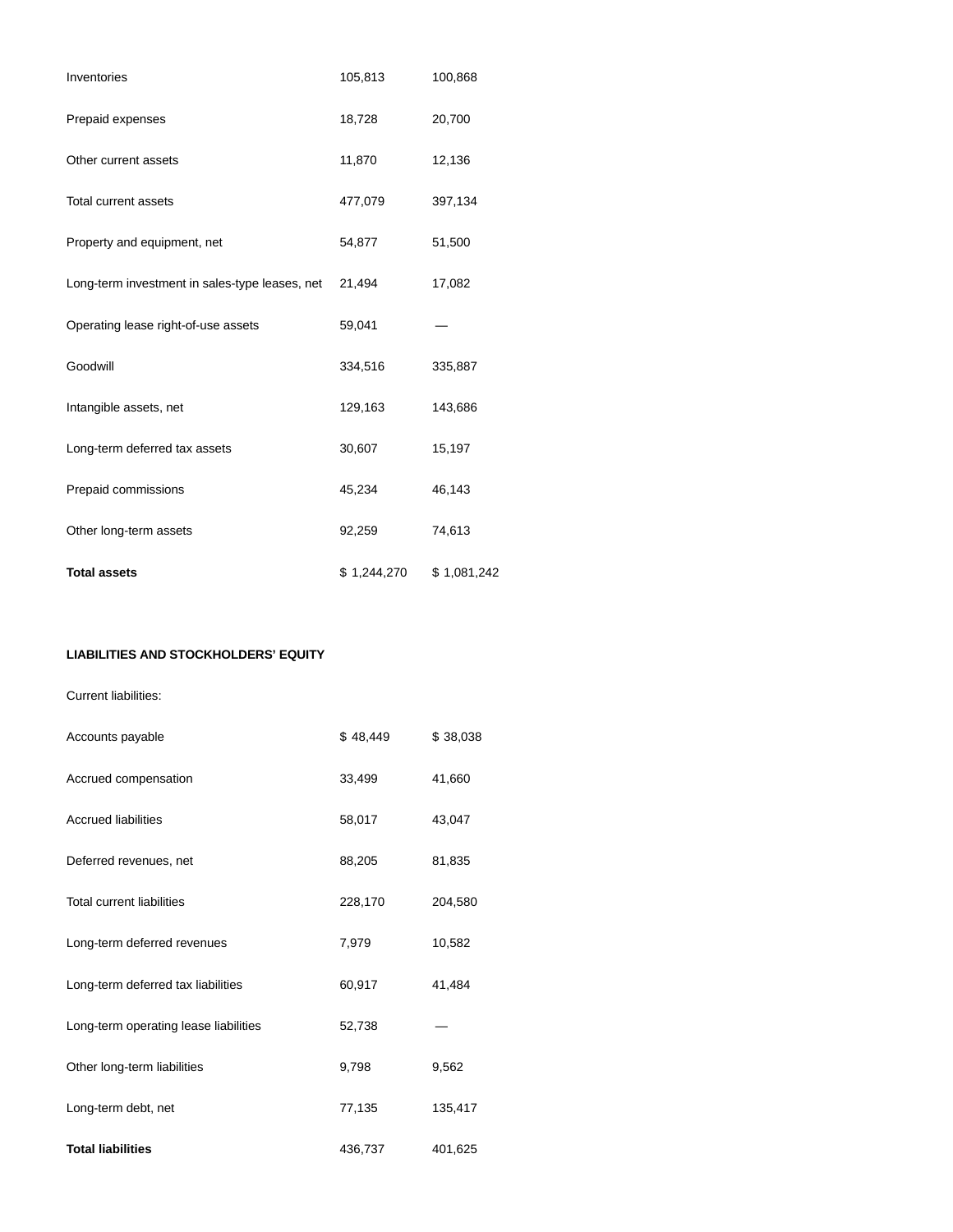| | | |
|---|---|---|
| Inventories | 105,813 | 100,868 |
| Prepaid expenses | 18,728 | 20,700 |
| Other current assets | 11,870 | 12,136 |
| Total current assets | 477,079 | 397,134 |
| Property and equipment, net | 54,877 | 51,500 |
| Long-term investment in sales-type leases, net | 21,494 | 17,082 |
| Operating lease right-of-use assets | 59,041 | — |
| Goodwill | 334,516 | 335,887 |
| Intangible assets, net | 129,163 | 143,686 |
| Long-term deferred tax assets | 30,607 | 15,197 |
| Prepaid commissions | 45,234 | 46,143 |
| Other long-term assets | 92,259 | 74,613 |
| **Total assets** | $ 1,244,270 | $ 1,081,242 |
| | | |
| **LIABILITIES AND STOCKHOLDERS' EQUITY** | | |
| Current liabilities: | | |
| Accounts payable | $ 48,449 | $ 38,038 |
| Accrued compensation | 33,499 | 41,660 |
| Accrued liabilities | 58,017 | 43,047 |
| Deferred revenues, net | 88,205 | 81,835 |
| Total current liabilities | 228,170 | 204,580 |
| Long-term deferred revenues | 7,979 | 10,582 |
| Long-term deferred tax liabilities | 60,917 | 41,484 |
| Long-term operating lease liabilities | 52,738 | — |
| Other long-term liabilities | 9,798 | 9,562 |
| Long-term debt, net | 77,135 | 135,417 |
| **Total liabilities** | 436,737 | 401,625 |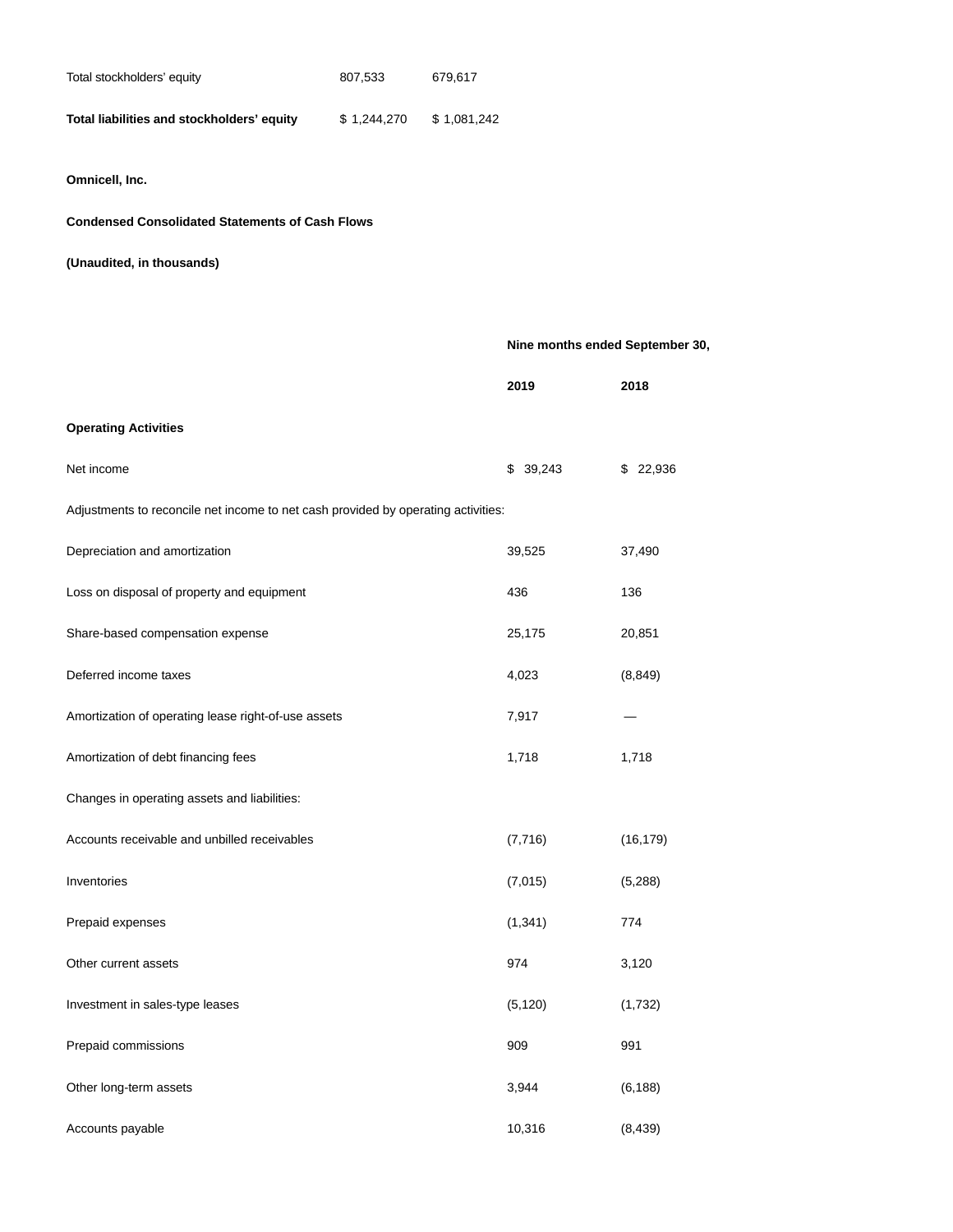| | | |
|---|---|---|
| Total stockholders' equity | 807,533 | 679,617 |
| **Total liabilities and stockholders' equity** | $ 1,244,270 | $ 1,081,242 |

**Omnicell, Inc.**

**Condensed Consolidated Statements of Cash Flows**

**(Unaudited, in thousands)**

| | **Nine months ended September 30,** | |
|---|---|---|
| | **2019** | **2018** |
| **Operating Activities** | | |
| Net income | $ 39,243 | $ 22,936 |
| Adjustments to reconcile net income to net cash provided by operating activities: | | |
| Depreciation and amortization | 39,525 | 37,490 |
| Loss on disposal of property and equipment | 436 | 136 |
| Share-based compensation expense | 25,175 | 20,851 |
| Deferred income taxes | 4,023 | (8,849) |
| Amortization of operating lease right-of-use assets | 7,917 | — |
| Amortization of debt financing fees | 1,718 | 1,718 |
| Changes in operating assets and liabilities: | | |
| Accounts receivable and unbilled receivables | (7,716) | (16,179) |
| Inventories | (7,015) | (5,288) |
| Prepaid expenses | (1,341) | 774 |
| Other current assets | 974 | 3,120 |
| Investment in sales-type leases | (5,120) | (1,732) |
| Prepaid commissions | 909 | 991 |
| Other long-term assets | 3,944 | (6,188) |
| Accounts payable | 10,316 | (8,439) |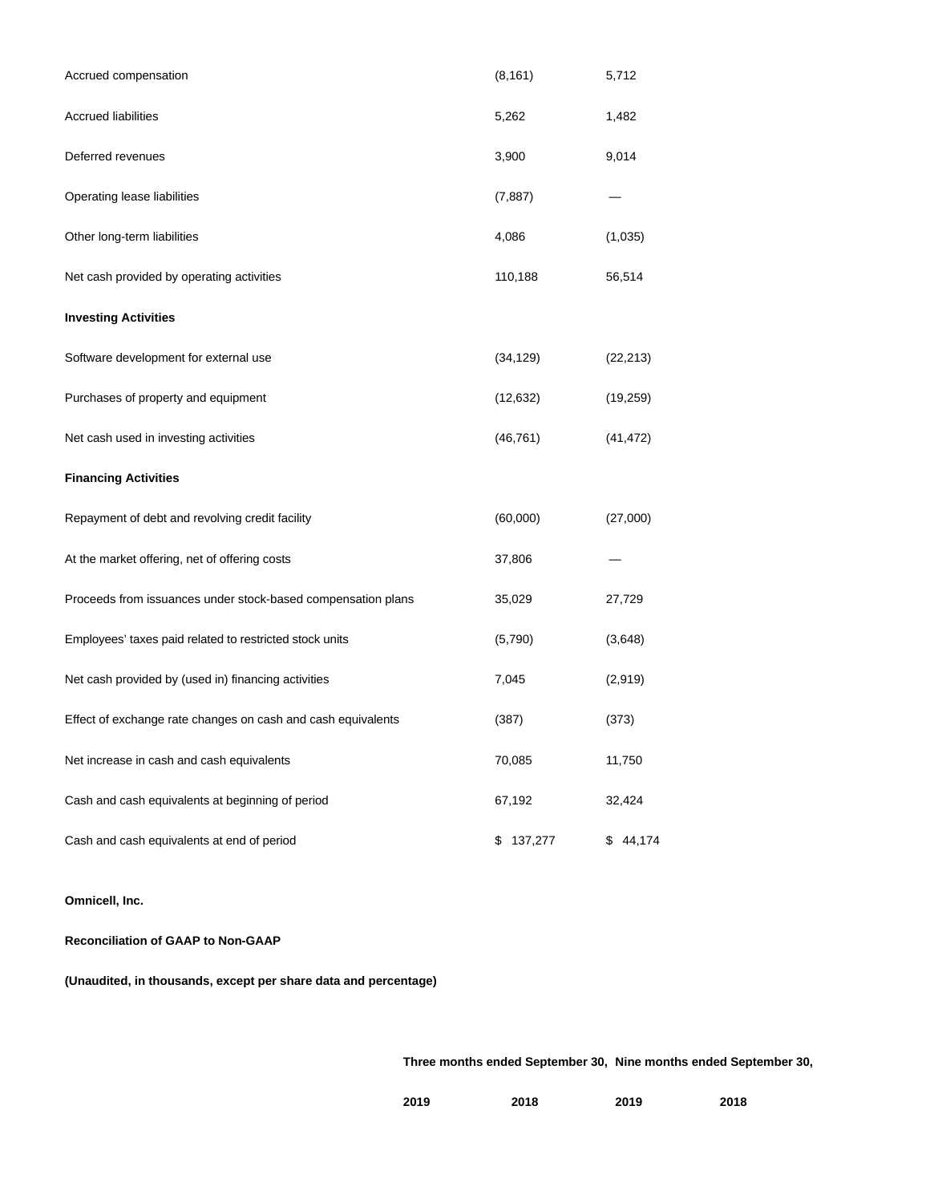| | | |
|---|---|---|
| Accrued compensation | (8,161) | 5,712 |
| Accrued liabilities | 5,262 | 1,482 |
| Deferred revenues | 3,900 | 9,014 |
| Operating lease liabilities | (7,887) | — |
| Other long-term liabilities | 4,086 | (1,035) |
| Net cash provided by operating activities | 110,188 | 56,514 |
| **Investing Activities** | | |
| Software development for external use | (34,129) | (22,213) |
| Purchases of property and equipment | (12,632) | (19,259) |
| Net cash used in investing activities | (46,761) | (41,472) |
| **Financing Activities** | | |
| Repayment of debt and revolving credit facility | (60,000) | (27,000) |
| At the market offering, net of offering costs | 37,806 | — |
| Proceeds from issuances under stock-based compensation plans | 35,029 | 27,729 |
| Employees' taxes paid related to restricted stock units | (5,790) | (3,648) |
| Net cash provided by (used in) financing activities | 7,045 | (2,919) |
| Effect of exchange rate changes on cash and cash equivalents | (387) | (373) |
| Net increase in cash and cash equivalents | 70,085 | 11,750 |
| Cash and cash equivalents at beginning of period | 67,192 | 32,424 |
| Cash and cash equivalents at end of period | $ 137,277 | $ 44,174 |

**Omnicell, Inc.**

**Reconciliation of GAAP to Non-GAAP**

**(Unaudited, in thousands, except per share data and percentage)**

| | **Three months ended September 30,** | | **Nine months ended September 30,** | |
|---|---|---|---|---|
| | **2019** | **2018** | **2019** | **2018** |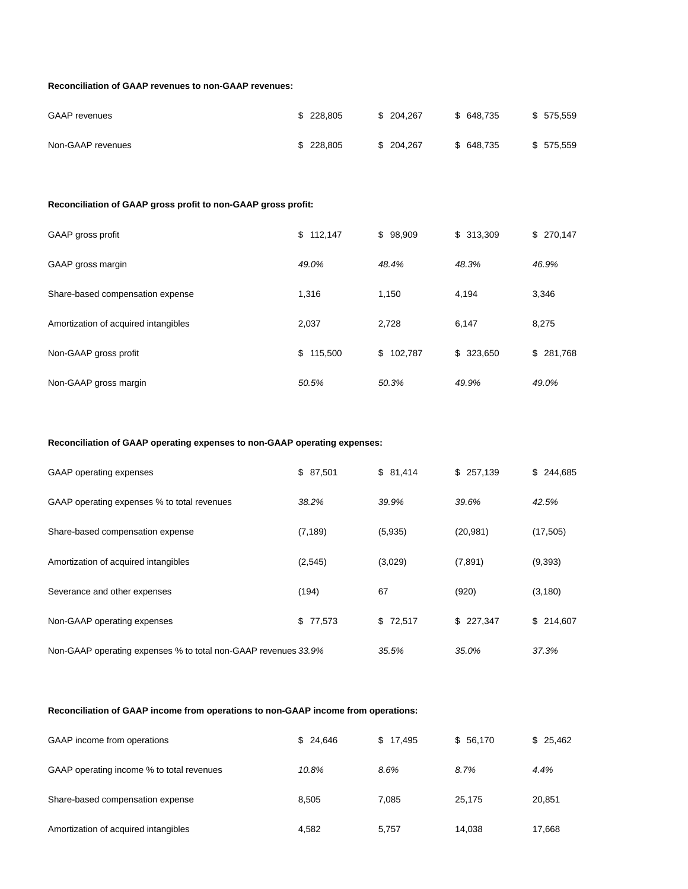**Reconciliation of GAAP revenues to non-GAAP revenues:**

| | | | | |
|---|---|---|---|---|
| GAAP revenues | $ 228,805 | $ 204,267 | $ 648,735 | $ 575,559 |
| Non-GAAP revenues | $ 228,805 | $ 204,267 | $ 648,735 | $ 575,559 |

**Reconciliation of GAAP gross profit to non-GAAP gross profit:**

| | | | | |
|---|---|---|---|---|
| GAAP gross profit | $ 112,147 | $ 98,909 | $ 313,309 | $ 270,147 |
| GAAP gross margin | *49.0%* | *48.4%* | *48.3%* | *46.9%* |
| Share-based compensation expense | 1,316 | 1,150 | 4,194 | 3,346 |
| Amortization of acquired intangibles | 2,037 | 2,728 | 6,147 | 8,275 |
| Non-GAAP gross profit | $ 115,500 | $ 102,787 | $ 323,650 | $ 281,768 |
| Non-GAAP gross margin | *50.5%* | *50.3%* | *49.9%* | *49.0%* |

**Reconciliation of GAAP operating expenses to non-GAAP operating expenses:**

| | | | | |
|---|---|---|---|---|
| GAAP operating expenses | $ 87,501 | $ 81,414 | $ 257,139 | $ 244,685 |
| GAAP operating expenses % to total revenues | *38.2%* | *39.9%* | *39.6%* | *42.5%* |
| Share-based compensation expense | (7,189) | (5,935) | (20,981) | (17,505) |
| Amortization of acquired intangibles | (2,545) | (3,029) | (7,891) | (9,393) |
| Severance and other expenses | (194) | 67 | (920) | (3,180) |
| Non-GAAP operating expenses | $ 77,573 | $ 72,517 | $ 227,347 | $ 214,607 |
| Non-GAAP operating expenses % to total non-GAAP revenues | *33.9%* | *35.5%* | *35.0%* | *37.3%* |

**Reconciliation of GAAP income from operations to non-GAAP income from operations:**

| | | | | |
|---|---|---|---|---|
| GAAP income from operations | $ 24,646 | $ 17,495 | $ 56,170 | $ 25,462 |
| GAAP operating income % to total revenues | *10.8%* | *8.6%* | *8.7%* | *4.4%* |
| Share-based compensation expense | 8,505 | 7,085 | 25,175 | 20,851 |
| Amortization of acquired intangibles | 4,582 | 5,757 | 14,038 | 17,668 |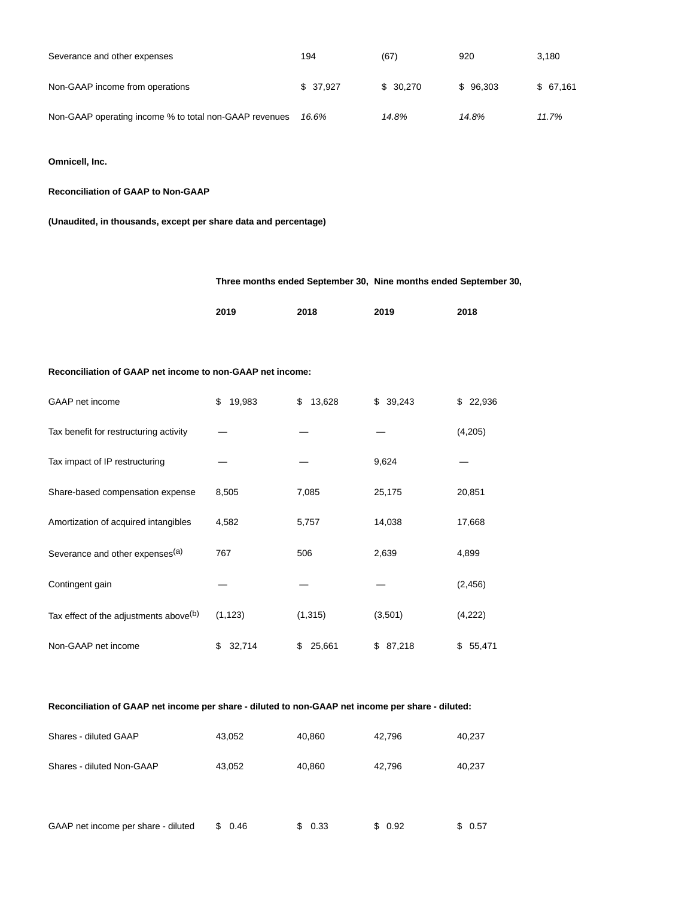| | | | | |
|---|---|---|---|---|
| Severance and other expenses | 194 | (67) | 920 | 3,180 |
| Non-GAAP income from operations | $ 37,927 | $ 30,270 | $ 96,303 | $ 67,161 |
| Non-GAAP operating income % to total non-GAAP revenues | *16.6%* | *14.8%* | *14.8%* | *11.7%* |

**Omnicell, Inc.**

**Reconciliation of GAAP to Non-GAAP**

**(Unaudited, in thousands, except per share data and percentage)**

| | **Three months ended September 30,** | | **Nine months ended September 30,** | |
|---|---|---|---|---|
| | **2019** | **2018** | **2019** | **2018** |
| **Reconciliation of GAAP net income to non-GAAP net income:** | | | | |
| GAAP net income | $ 19,983 | $ 13,628 | $ 39,243 | $ 22,936 |
| Tax benefit for restructuring activity | — | — | — | (4,205) |
| Tax impact of IP restructuring | — | — | 9,624 | — |
| Share-based compensation expense | 8,505 | 7,085 | 25,175 | 20,851 |
| Amortization of acquired intangibles | 4,582 | 5,757 | 14,038 | 17,668 |
| Severance and other expenses[(a)] | 767 | 506 | 2,639 | 4,899 |
| Contingent gain | — | — | — | (2,456) |
| Tax effect of the adjustments above[(b)] | (1,123) | (1,315) | (3,501) | (4,222) |
| Non-GAAP net income | $ 32,714 | $ 25,661 | $ 87,218 | $ 55,471 |
| **Reconciliation of GAAP net income per share - diluted to non-GAAP net income per share - diluted:** | | | | |
| Shares - diluted GAAP | 43,052 | 40,860 | 42,796 | 40,237 |
| Shares - diluted Non-GAAP | 43,052 | 40,860 | 42,796 | 40,237 |
| GAAP net income per share - diluted | $ 0.46 | $ 0.33 | $ 0.92 | $ 0.57 |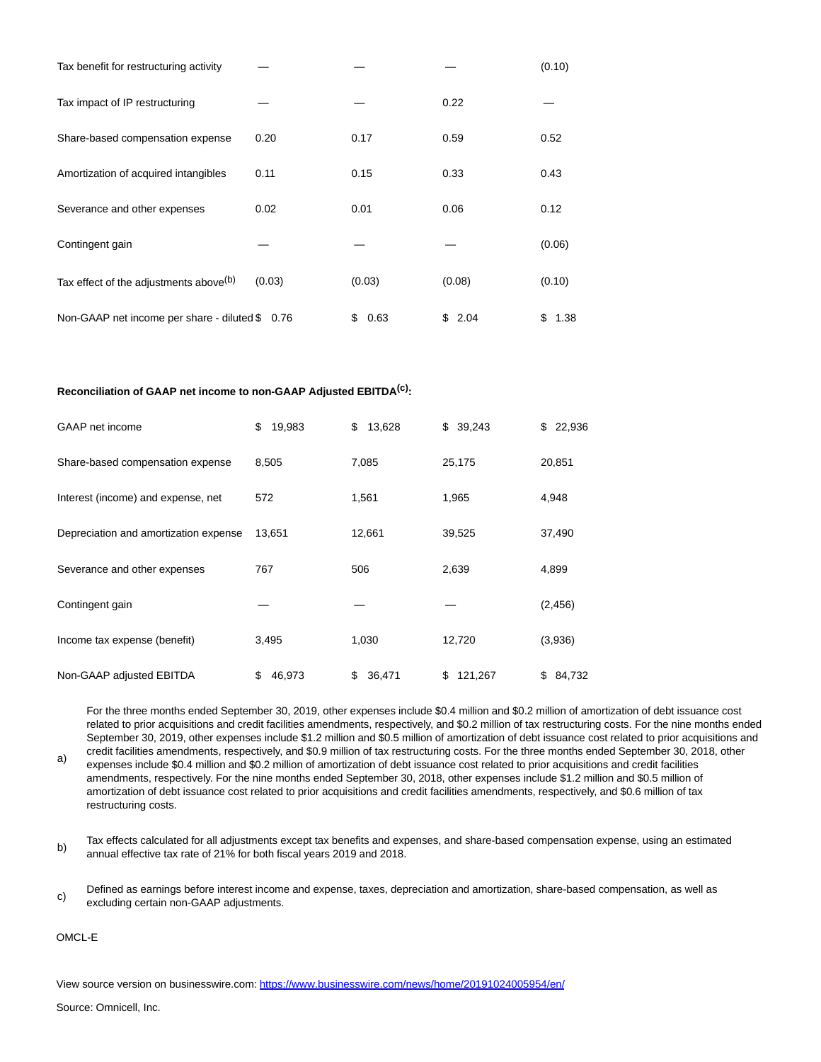| | | | | |
|---|---|---|---|---|
| Tax benefit for restructuring activity | — | — | — | (0.10) |
| Tax impact of IP restructuring | — | — | 0.22 | — |
| Share-based compensation expense | 0.20 | 0.17 | 0.59 | 0.52 |
| Amortization of acquired intangibles | 0.11 | 0.15 | 0.33 | 0.43 |
| Severance and other expenses | 0.02 | 0.01 | 0.06 | 0.12 |
| Contingent gain | — | — | — | (0.06) |
| Tax effect of the adjustments above[(b)] | (0.03) | (0.03) | (0.08) | (0.10) |
| Non-GAAP net income per share - diluted | $ 0.76 | $ 0.63 | $ 2.04 | $ 1.38 |

**Reconciliation of GAAP net income to non-GAAP Adjusted EBITDA[(c)]:**

| | | | | |
|---|---|---|---|---|
| GAAP net income | $ 19,983 | $ 13,628 | $ 39,243 | $ 22,936 |
| Share-based compensation expense | 8,505 | 7,085 | 25,175 | 20,851 |
| Interest (income) and expense, net | 572 | 1,561 | 1,965 | 4,948 |
| Depreciation and amortization expense | 13,651 | 12,661 | 39,525 | 37,490 |
| Severance and other expenses | 767 | 506 | 2,639 | 4,899 |
| Contingent gain | — | — | — | (2,456) |
| Income tax expense (benefit) | 3,495 | 1,030 | 12,720 | (3,936) |
| Non-GAAP adjusted EBITDA | $ 46,973 | $ 36,471 | $ 121,267 | $ 84,732 |

a) For the three months ended September 30, 2019, other expenses include $0.4 million and $0.2 million of amortization of debt issuance cost related to prior acquisitions and credit facilities amendments, respectively, and $0.2 million of tax restructuring costs. For the nine months ended September 30, 2019, other expenses include $1.2 million and $0.5 million of amortization of debt issuance cost related to prior acquisitions and credit facilities amendments, respectively, and $0.9 million of tax restructuring costs. For the three months ended September 30, 2018, other expenses include $0.4 million and $0.2 million of amortization of debt issuance cost related to prior acquisitions and credit facilities amendments, respectively. For the nine months ended September 30, 2018, other expenses include $1.2 million and $0.5 million of amortization of debt issuance cost related to prior acquisitions and credit facilities amendments, respectively, and $0.6 million of tax restructuring costs.

b) Tax effects calculated for all adjustments except tax benefits and expenses, and share-based compensation expense, using an estimated annual effective tax rate of 21% for both fiscal years 2019 and 2018.

c) Defined as earnings before interest income and expense, taxes, depreciation and amortization, share-based compensation, as well as excluding certain non-GAAP adjustments.

OMCL-E

View source version on businesswire.com: https://www.businesswire.com/news/home/20191024005954/en/

Source: Omnicell, Inc.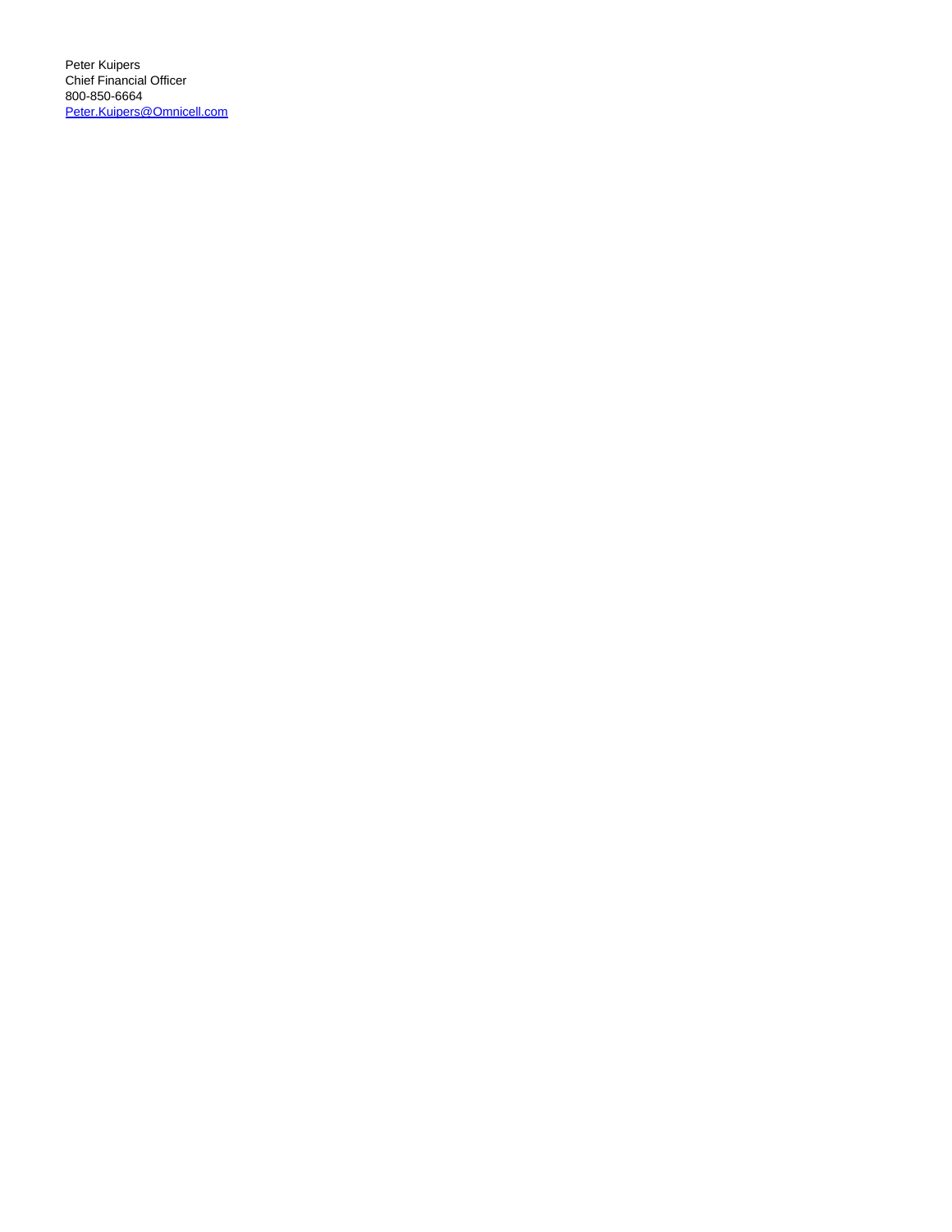Peter Kuipers
Chief Financial Officer
800-850-6664
Peter.Kuipers@Omnicell.com